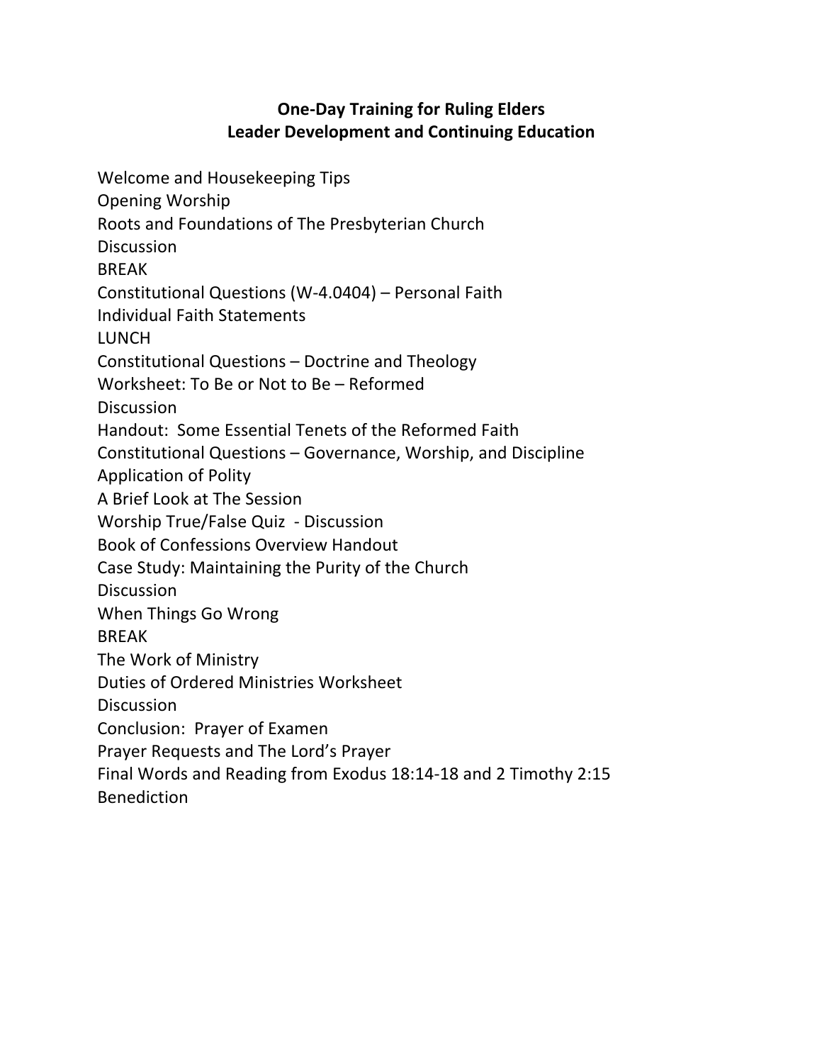# One-Day Training for Ruling Elders
## Leader Development and Continuing Education

Welcome and Housekeeping Tips
Opening Worship
Roots and Foundations of The Presbyterian Church
Discussion
BREAK
Constitutional Questions (W-4.0404) – Personal Faith
Individual Faith Statements
LUNCH
Constitutional Questions – Doctrine and Theology
Worksheet: To Be or Not to Be – Reformed
Discussion
Handout: Some Essential Tenets of the Reformed Faith
Constitutional Questions – Governance, Worship, and Discipline
Application of Polity
A Brief Look at The Session
Worship True/False Quiz - Discussion
Book of Confessions Overview Handout
Case Study: Maintaining the Purity of the Church
Discussion
When Things Go Wrong
BREAK
The Work of Ministry
Duties of Ordered Ministries Worksheet
Discussion
Conclusion: Prayer of Examen
Prayer Requests and The Lord's Prayer
Final Words and Reading from Exodus 18:14-18 and 2 Timothy 2:15
Benediction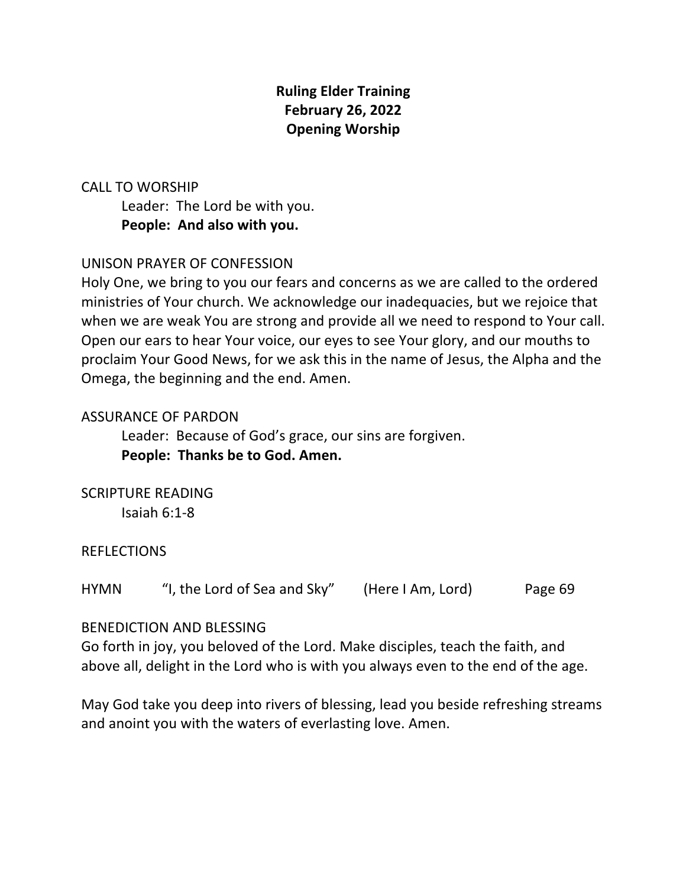**Ruling Elder Training**
**February 26, 2022**
**Opening Worship**

CALL TO WORSHIP

Leader: The Lord be with you.
**People: And also with you.**

UNISON PRAYER OF CONFESSION

Holy One, we bring to you our fears and concerns as we are called to the ordered ministries of Your church. We acknowledge our inadequacies, but we rejoice that when we are weak You are strong and provide all we need to respond to Your call. Open our ears to hear Your voice, our eyes to see Your glory, and our mouths to proclaim Your Good News, for we ask this in the name of Jesus, the Alpha and the Omega, the beginning and the end. Amen.

ASSURANCE OF PARDON

Leader: Because of God's grace, our sins are forgiven.
**People: Thanks be to God. Amen.**

SCRIPTURE READING

Isaiah 6:1-8

REFLECTIONS

HYMN "I, the Lord of Sea and Sky" (Here I Am, Lord) Page 69

BENEDICTION AND BLESSING

Go forth in joy, you beloved of the Lord. Make disciples, teach the faith, and above all, delight in the Lord who is with you always even to the end of the age.

May God take you deep into rivers of blessing, lead you beside refreshing streams and anoint you with the waters of everlasting love. Amen.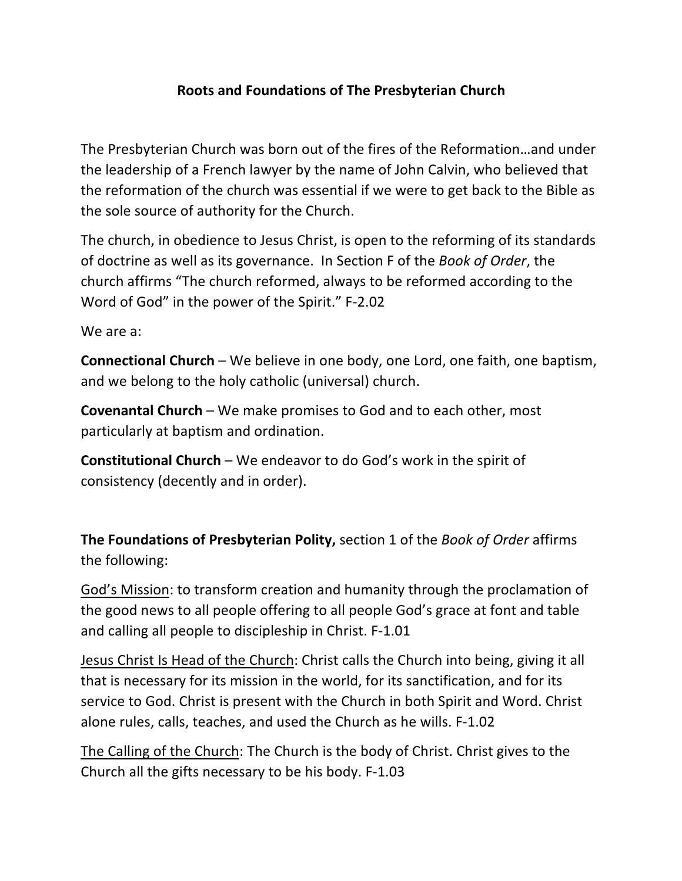# Roots and Foundations of The Presbyterian Church

The Presbyterian Church was born out of the fires of the Reformation…and under the leadership of a French lawyer by the name of John Calvin, who believed that the reformation of the church was essential if we were to get back to the Bible as the sole source of authority for the Church.

The church, in obedience to Jesus Christ, is open to the reforming of its standards of doctrine as well as its governance. In Section F of the *Book of Order*, the church affirms "The church reformed, always to be reformed according to the Word of God" in the power of the Spirit." F-2.02

We are a:

**Connectional Church** – We believe in one body, one Lord, one faith, one baptism, and we belong to the holy catholic (universal) church.

**Covenantal Church** – We make promises to God and to each other, most particularly at baptism and ordination.

**Constitutional Church** – We endeavor to do God's work in the spirit of consistency (decently and in order).

**The Foundations of Presbyterian Polity,** section 1 of the *Book of Order* affirms the following:

<u>God's Mission</u>: to transform creation and humanity through the proclamation of the good news to all people offering to all people God's grace at font and table and calling all people to discipleship in Christ. F-1.01

<u>Jesus Christ Is Head of the Church</u>: Christ calls the Church into being, giving it all that is necessary for its mission in the world, for its sanctification, and for its service to God. Christ is present with the Church in both Spirit and Word. Christ alone rules, calls, teaches, and used the Church as he wills. F-1.02

<u>The Calling of the Church</u>: The Church is the body of Christ. Christ gives to the Church all the gifts necessary to be his body. F-1.03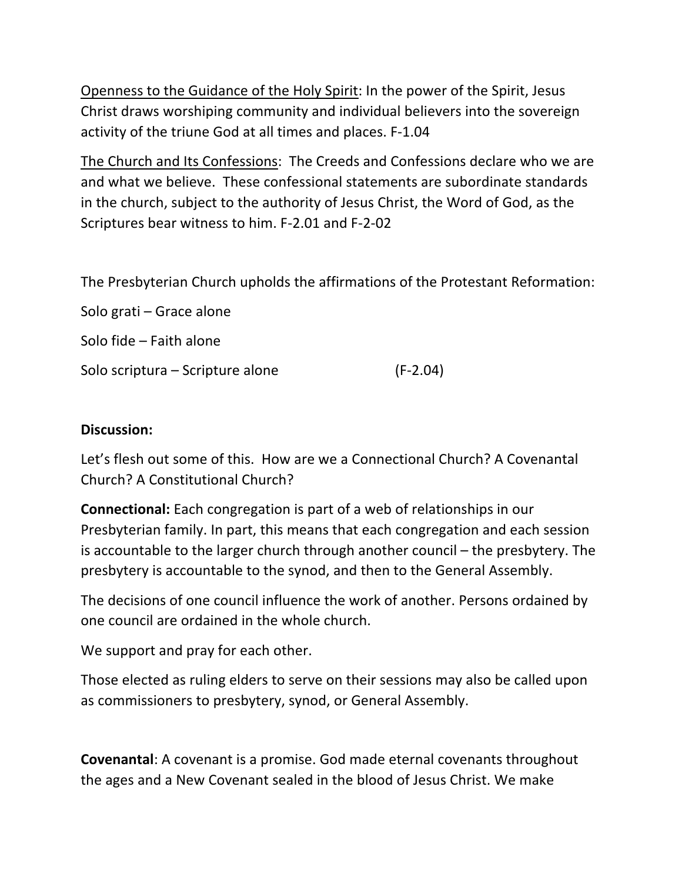<u>Openness to the Guidance of the Holy Spirit</u>: In the power of the Spirit, Jesus Christ draws worshiping community and individual believers into the sovereign activity of the triune God at all times and places. F-1.04

<u>The Church and Its Confessions</u>: The Creeds and Confessions declare who we are and what we believe. These confessional statements are subordinate standards in the church, subject to the authority of Jesus Christ, the Word of God, as the Scriptures bear witness to him. F-2.01 and F-2-02

The Presbyterian Church upholds the affirmations of the Protestant Reformation:

Solo grati – Grace alone

Solo fide – Faith alone

Solo scriptura – Scripture alone (F-2.04)

**Discussion:**

Let's flesh out some of this. How are we a Connectional Church? A Covenantal Church? A Constitutional Church?

**Connectional:** Each congregation is part of a web of relationships in our Presbyterian family. In part, this means that each congregation and each session is accountable to the larger church through another council – the presbytery. The presbytery is accountable to the synod, and then to the General Assembly.

The decisions of one council influence the work of another. Persons ordained by one council are ordained in the whole church.

We support and pray for each other.

Those elected as ruling elders to serve on their sessions may also be called upon as commissioners to presbytery, synod, or General Assembly.

**Covenantal**: A covenant is a promise. God made eternal covenants throughout the ages and a New Covenant sealed in the blood of Jesus Christ. We make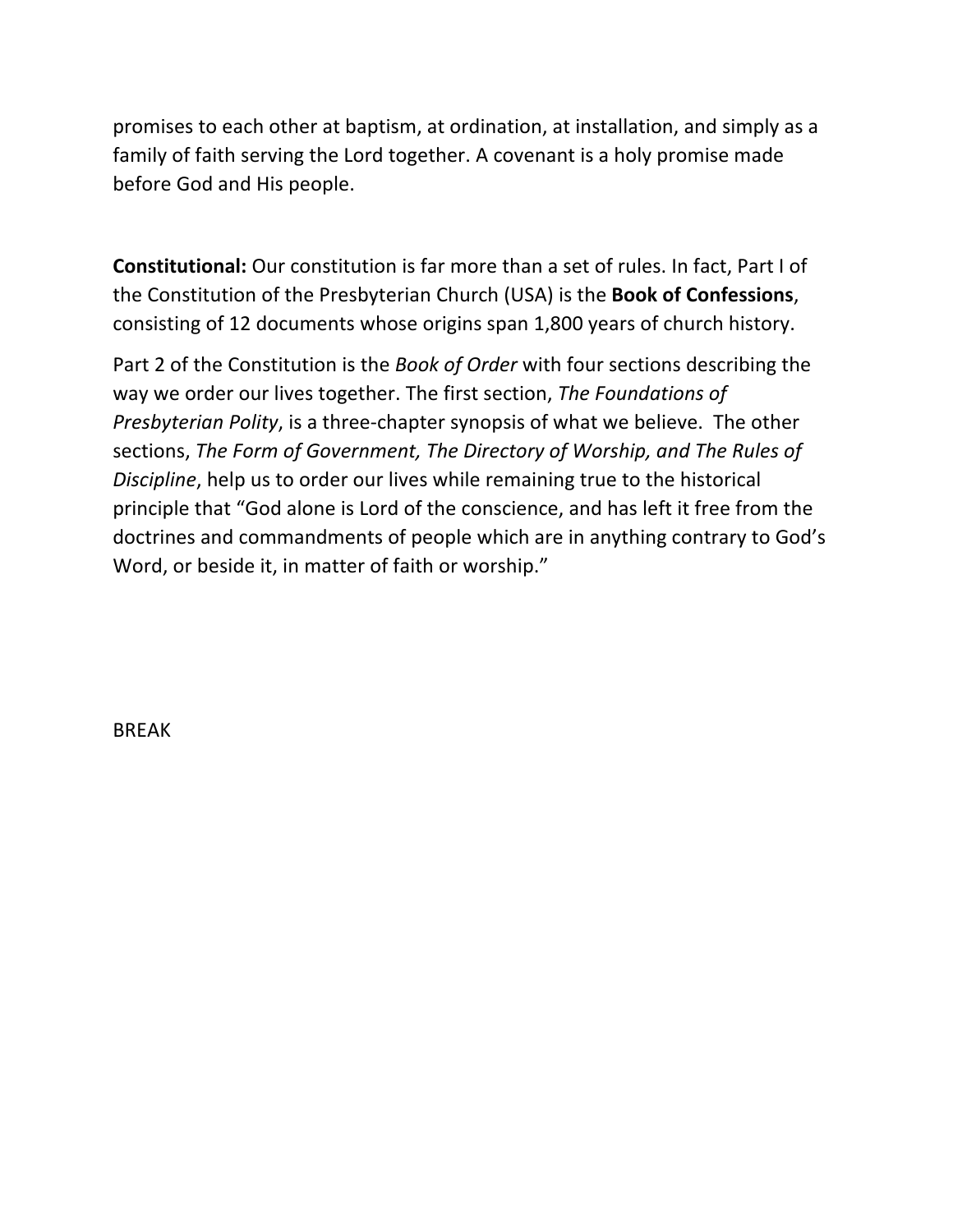promises to each other at baptism, at ordination, at installation, and simply as a family of faith serving the Lord together. A covenant is a holy promise made before God and His people.

**Constitutional:** Our constitution is far more than a set of rules. In fact, Part I of the Constitution of the Presbyterian Church (USA) is the **Book of Confessions**, consisting of 12 documents whose origins span 1,800 years of church history.

Part 2 of the Constitution is the *Book of Order* with four sections describing the way we order our lives together. The first section, *The Foundations of Presbyterian Polity*, is a three-chapter synopsis of what we believe. The other sections, *The Form of Government, The Directory of Worship, and The Rules of Discipline*, help us to order our lives while remaining true to the historical principle that "God alone is Lord of the conscience, and has left it free from the doctrines and commandments of people which are in anything contrary to God's Word, or beside it, in matter of faith or worship."

BREAK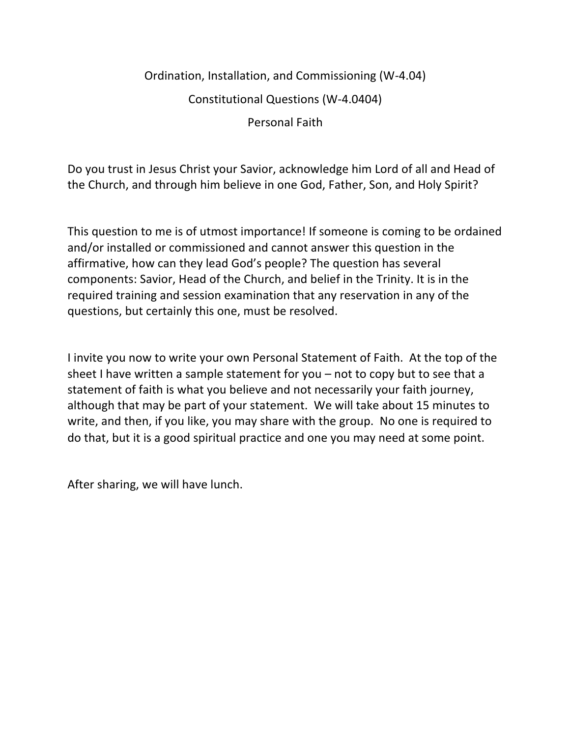## Ordination, Installation, and Commissioning (W-4.04)

## Constitutional Questions (W-4.0404)

## Personal Faith

Do you trust in Jesus Christ your Savior, acknowledge him Lord of all and Head of the Church, and through him believe in one God, Father, Son, and Holy Spirit?

This question to me is of utmost importance! If someone is coming to be ordained and/or installed or commissioned and cannot answer this question in the affirmative, how can they lead God's people? The question has several components: Savior, Head of the Church, and belief in the Trinity. It is in the required training and session examination that any reservation in any of the questions, but certainly this one, must be resolved.

I invite you now to write your own Personal Statement of Faith. At the top of the sheet I have written a sample statement for you – not to copy but to see that a statement of faith is what you believe and not necessarily your faith journey, although that may be part of your statement. We will take about 15 minutes to write, and then, if you like, you may share with the group. No one is required to do that, but it is a good spiritual practice and one you may need at some point.

After sharing, we will have lunch.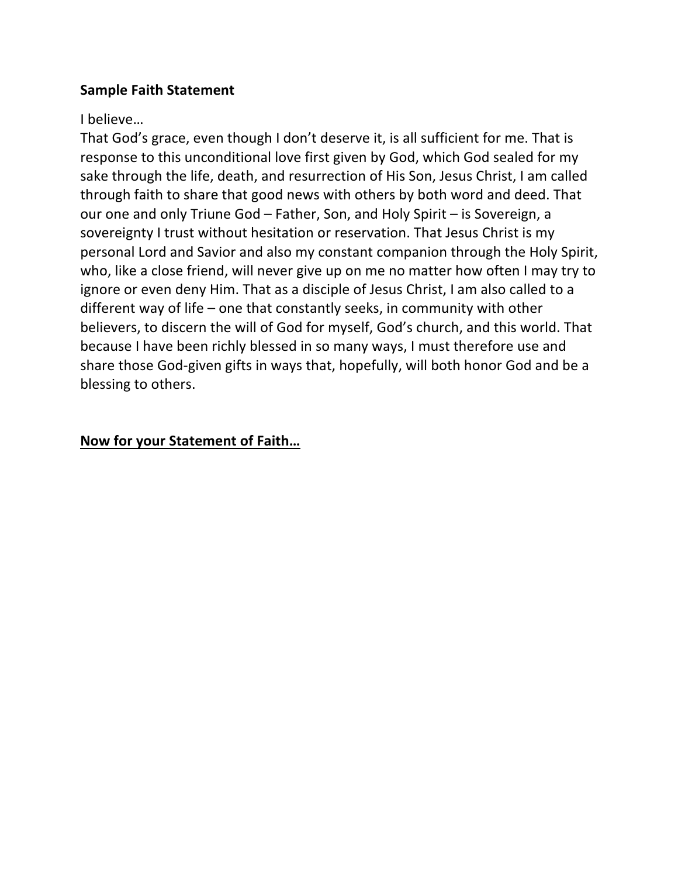**Sample Faith Statement**

I believe…
That God's grace, even though I don't deserve it, is all sufficient for me. That is response to this unconditional love first given by God, which God sealed for my sake through the life, death, and resurrection of His Son, Jesus Christ, I am called through faith to share that good news with others by both word and deed. That our one and only Triune God – Father, Son, and Holy Spirit – is Sovereign, a sovereignty I trust without hesitation or reservation. That Jesus Christ is my personal Lord and Savior and also my constant companion through the Holy Spirit, who, like a close friend, will never give up on me no matter how often I may try to ignore or even deny Him. That as a disciple of Jesus Christ, I am also called to a different way of life – one that constantly seeks, in community with other believers, to discern the will of God for myself, God's church, and this world. That because I have been richly blessed in so many ways, I must therefore use and share those God-given gifts in ways that, hopefully, will both honor God and be a blessing to others.

<u>**Now for your Statement of Faith…**</u>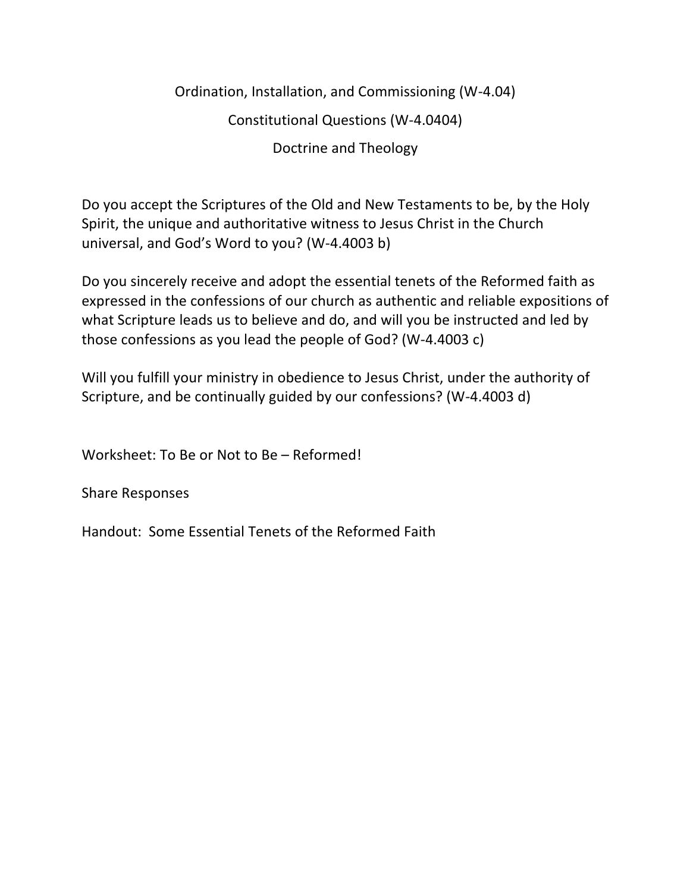## Ordination, Installation, and Commissioning (W-4.04)

## Constitutional Questions (W-4.0404)

## Doctrine and Theology

Do you accept the Scriptures of the Old and New Testaments to be, by the Holy Spirit, the unique and authoritative witness to Jesus Christ in the Church universal, and God's Word to you? (W-4.4003 b)

Do you sincerely receive and adopt the essential tenets of the Reformed faith as expressed in the confessions of our church as authentic and reliable expositions of what Scripture leads us to believe and do, and will you be instructed and led by those confessions as you lead the people of God? (W-4.4003 c)

Will you fulfill your ministry in obedience to Jesus Christ, under the authority of Scripture, and be continually guided by our confessions? (W-4.4003 d)

Worksheet: To Be or Not to Be – Reformed!

Share Responses

Handout: Some Essential Tenets of the Reformed Faith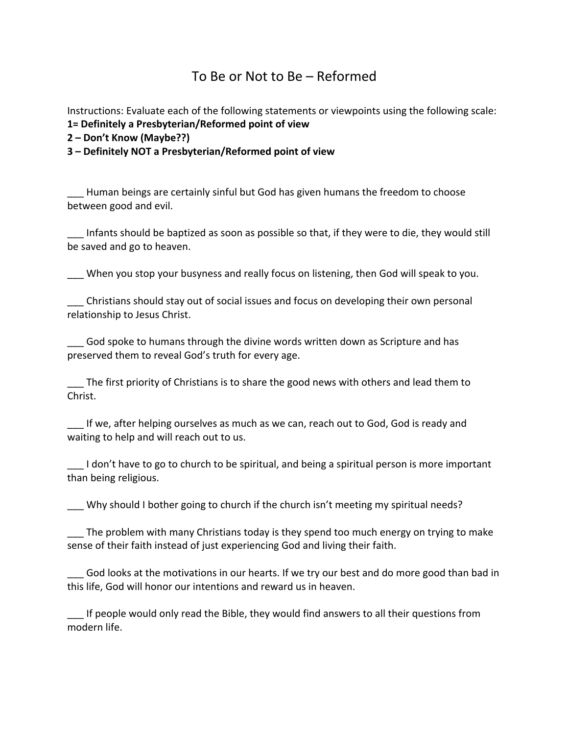# To Be or Not to Be – Reformed

Instructions: Evaluate each of the following statements or viewpoints using the following scale:
**1= Definitely a Presbyterian/Reformed point of view**
**2 – Don't Know (Maybe??)**
**3 – Definitely NOT a Presbyterian/Reformed point of view**

___ Human beings are certainly sinful but God has given humans the freedom to choose between good and evil.

___ Infants should be baptized as soon as possible so that, if they were to die, they would still be saved and go to heaven.

___ When you stop your busyness and really focus on listening, then God will speak to you.

___ Christians should stay out of social issues and focus on developing their own personal relationship to Jesus Christ.

___ God spoke to humans through the divine words written down as Scripture and has preserved them to reveal God's truth for every age.

___ The first priority of Christians is to share the good news with others and lead them to Christ.

___ If we, after helping ourselves as much as we can, reach out to God, God is ready and waiting to help and will reach out to us.

___ I don't have to go to church to be spiritual, and being a spiritual person is more important than being religious.

___ Why should I bother going to church if the church isn't meeting my spiritual needs?

___ The problem with many Christians today is they spend too much energy on trying to make sense of their faith instead of just experiencing God and living their faith.

___ God looks at the motivations in our hearts. If we try our best and do more good than bad in this life, God will honor our intentions and reward us in heaven.

___ If people would only read the Bible, they would find answers to all their questions from modern life.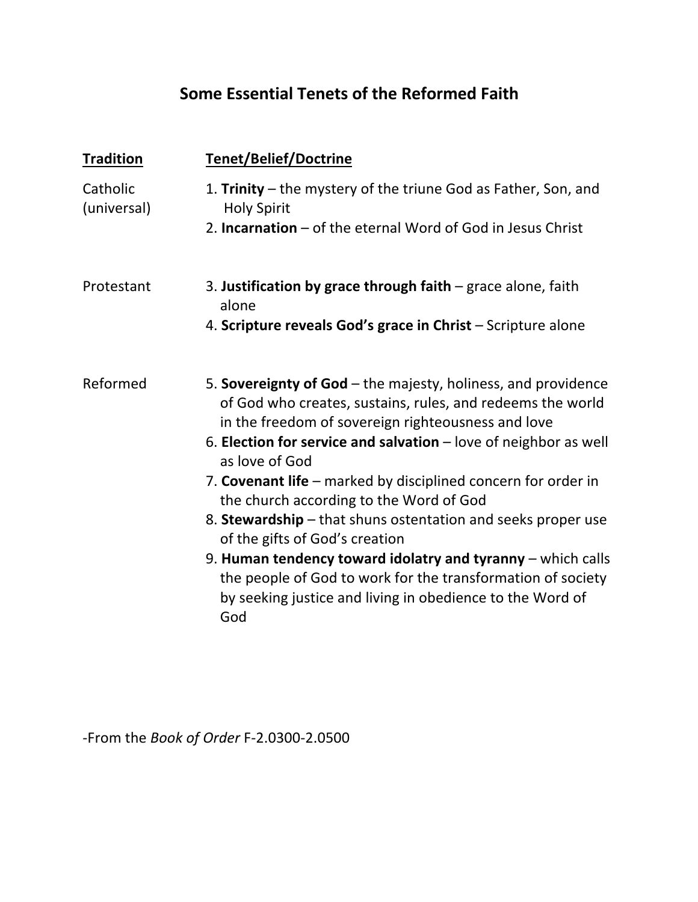# Some Essential Tenets of the Reformed Faith

| Tradition | Tenet/Belief/Doctrine |
| --- | --- |
| Catholic (universal) | 1. **Trinity** – the mystery of the triune God as Father, Son, and Holy Spirit<br>2. **Incarnation** – of the eternal Word of God in Jesus Christ |
| Protestant | 3. **Justification by grace through faith** – grace alone, faith alone<br>4. **Scripture reveals God's grace in Christ** – Scripture alone |
| Reformed | 5. **Sovereignty of God** – the majesty, holiness, and providence of God who creates, sustains, rules, and redeems the world in the freedom of sovereign righteousness and love<br>6. **Election for service and salvation** – love of neighbor as well as love of God<br>7. **Covenant life** – marked by disciplined concern for order in the church according to the Word of God<br>8. **Stewardship** – that shuns ostentation and seeks proper use of the gifts of God's creation<br>9. **Human tendency toward idolatry and tyranny** – which calls the people of God to work for the transformation of society by seeking justice and living in obedience to the Word of God |

-From the *Book of Order* F-2.0300-2.0500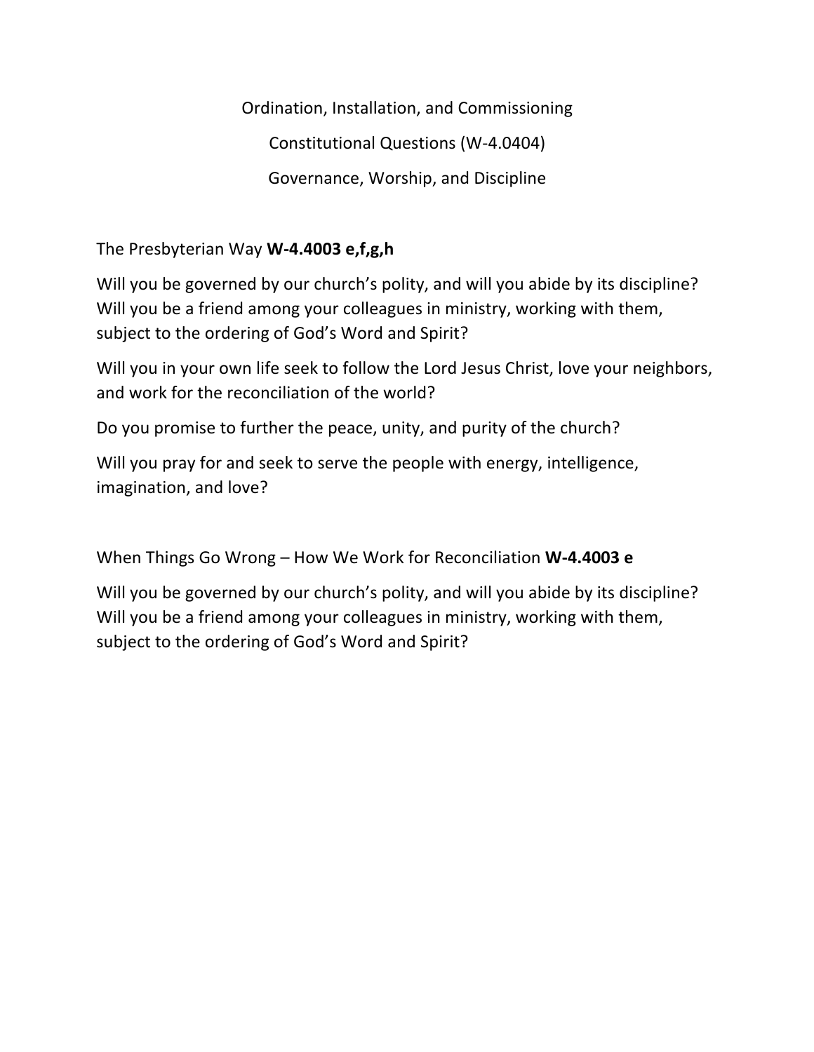Ordination, Installation, and Commissioning

Constitutional Questions (W-4.0404)

Governance, Worship, and Discipline

The Presbyterian Way **W-4.4003 e,f,g,h**

Will you be governed by our church's polity, and will you abide by its discipline? Will you be a friend among your colleagues in ministry, working with them, subject to the ordering of God's Word and Spirit?

Will you in your own life seek to follow the Lord Jesus Christ, love your neighbors, and work for the reconciliation of the world?

Do you promise to further the peace, unity, and purity of the church?

Will you pray for and seek to serve the people with energy, intelligence, imagination, and love?

When Things Go Wrong – How We Work for Reconciliation **W-4.4003 e**

Will you be governed by our church's polity, and will you abide by its discipline? Will you be a friend among your colleagues in ministry, working with them, subject to the ordering of God's Word and Spirit?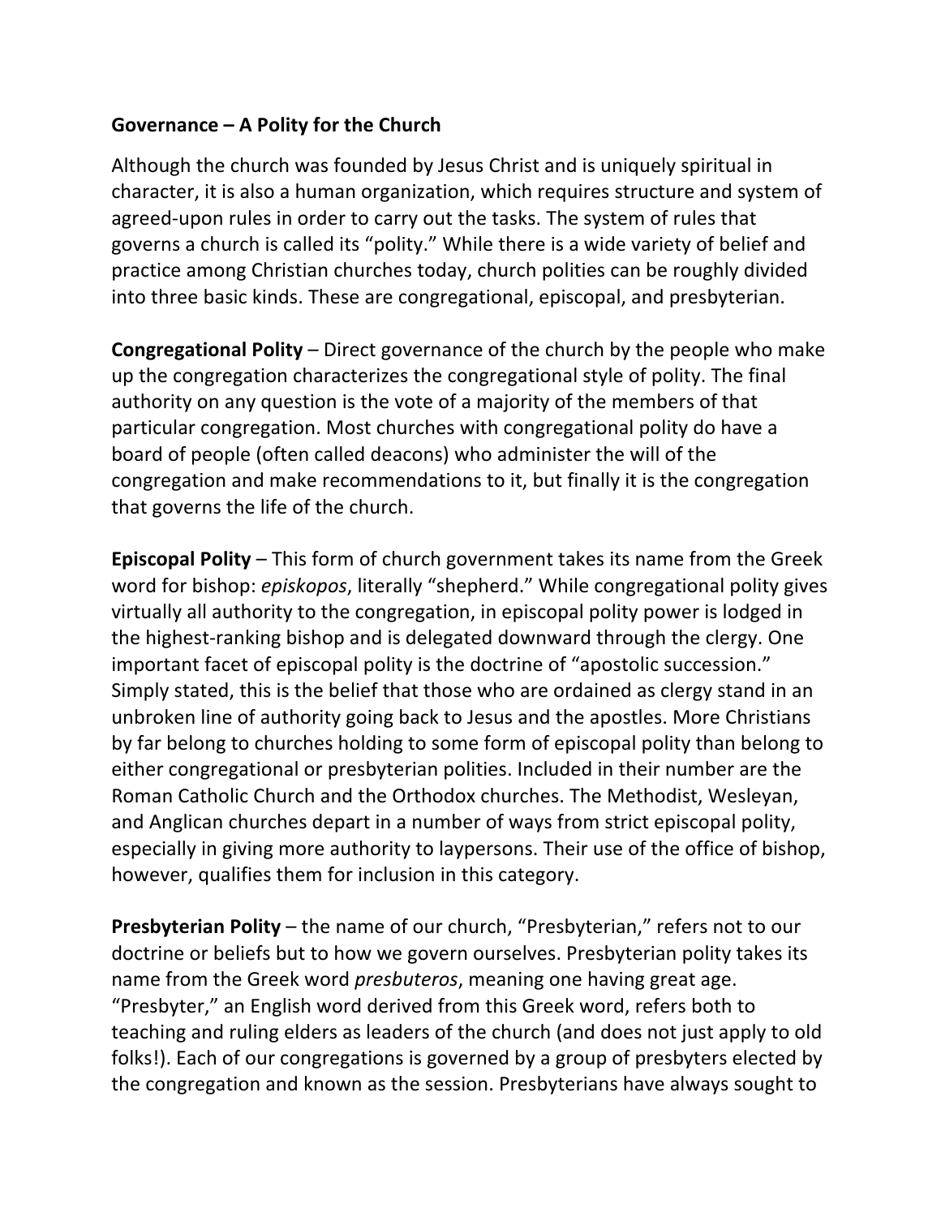**Governance – A Polity for the Church**

Although the church was founded by Jesus Christ and is uniquely spiritual in character, it is also a human organization, which requires structure and system of agreed-upon rules in order to carry out the tasks. The system of rules that governs a church is called its “polity.” While there is a wide variety of belief and practice among Christian churches today, church polities can be roughly divided into three basic kinds. These are congregational, episcopal, and presbyterian.

**Congregational Polity** – Direct governance of the church by the people who make up the congregation characterizes the congregational style of polity. The final authority on any question is the vote of a majority of the members of that particular congregation. Most churches with congregational polity do have a board of people (often called deacons) who administer the will of the congregation and make recommendations to it, but finally it is the congregation that governs the life of the church.

**Episcopal Polity** – This form of church government takes its name from the Greek word for bishop: *episkopos*, literally “shepherd.” While congregational polity gives virtually all authority to the congregation, in episcopal polity power is lodged in the highest-ranking bishop and is delegated downward through the clergy. One important facet of episcopal polity is the doctrine of “apostolic succession.” Simply stated, this is the belief that those who are ordained as clergy stand in an unbroken line of authority going back to Jesus and the apostles. More Christians by far belong to churches holding to some form of episcopal polity than belong to either congregational or presbyterian polities. Included in their number are the Roman Catholic Church and the Orthodox churches. The Methodist, Wesleyan, and Anglican churches depart in a number of ways from strict episcopal polity, especially in giving more authority to laypersons. Their use of the office of bishop, however, qualifies them for inclusion in this category.

**Presbyterian Polity** – the name of our church, “Presbyterian,” refers not to our doctrine or beliefs but to how we govern ourselves. Presbyterian polity takes its name from the Greek word *presbuteros*, meaning one having great age. “Presbyter,” an English word derived from this Greek word, refers both to teaching and ruling elders as leaders of the church (and does not just apply to old folks!). Each of our congregations is governed by a group of presbyters elected by the congregation and known as the session. Presbyterians have always sought to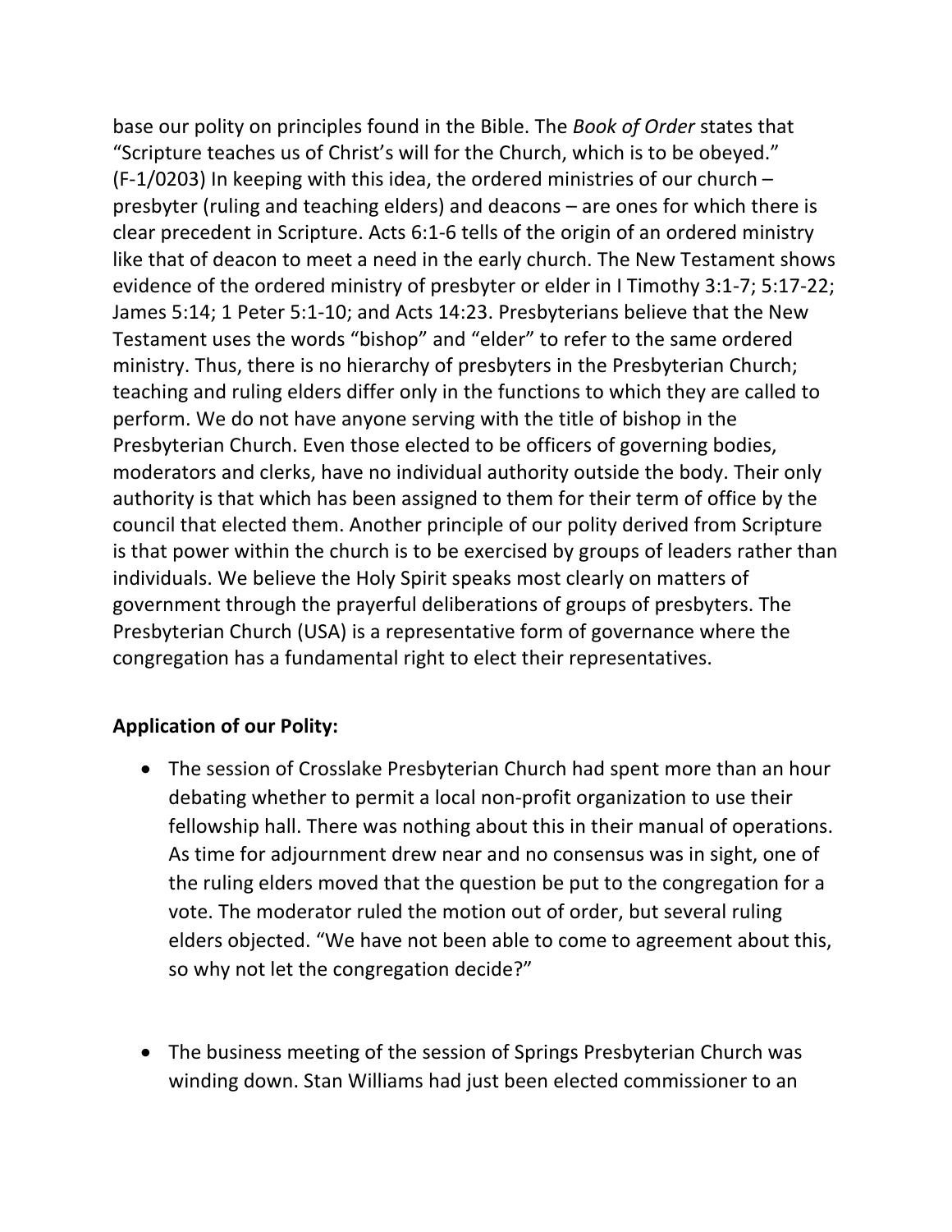base our polity on principles found in the Bible. The *Book of Order* states that "Scripture teaches us of Christ's will for the Church, which is to be obeyed." (F-1/0203) In keeping with this idea, the ordered ministries of our church – presbyter (ruling and teaching elders) and deacons – are ones for which there is clear precedent in Scripture. Acts 6:1-6 tells of the origin of an ordered ministry like that of deacon to meet a need in the early church. The New Testament shows evidence of the ordered ministry of presbyter or elder in I Timothy 3:1-7; 5:17-22; James 5:14; 1 Peter 5:1-10; and Acts 14:23. Presbyterians believe that the New Testament uses the words "bishop" and "elder" to refer to the same ordered ministry. Thus, there is no hierarchy of presbyters in the Presbyterian Church; teaching and ruling elders differ only in the functions to which they are called to perform. We do not have anyone serving with the title of bishop in the Presbyterian Church. Even those elected to be officers of governing bodies, moderators and clerks, have no individual authority outside the body. Their only authority is that which has been assigned to them for their term of office by the council that elected them. Another principle of our polity derived from Scripture is that power within the church is to be exercised by groups of leaders rather than individuals. We believe the Holy Spirit speaks most clearly on matters of government through the prayerful deliberations of groups of presbyters. The Presbyterian Church (USA) is a representative form of governance where the congregation has a fundamental right to elect their representatives.

**Application of our Polity:**

- The session of Crosslake Presbyterian Church had spent more than an hour debating whether to permit a local non-profit organization to use their fellowship hall. There was nothing about this in their manual of operations. As time for adjournment drew near and no consensus was in sight, one of the ruling elders moved that the question be put to the congregation for a vote. The moderator ruled the motion out of order, but several ruling elders objected. "We have not been able to come to agreement about this, so why not let the congregation decide?"

- The business meeting of the session of Springs Presbyterian Church was winding down. Stan Williams had just been elected commissioner to an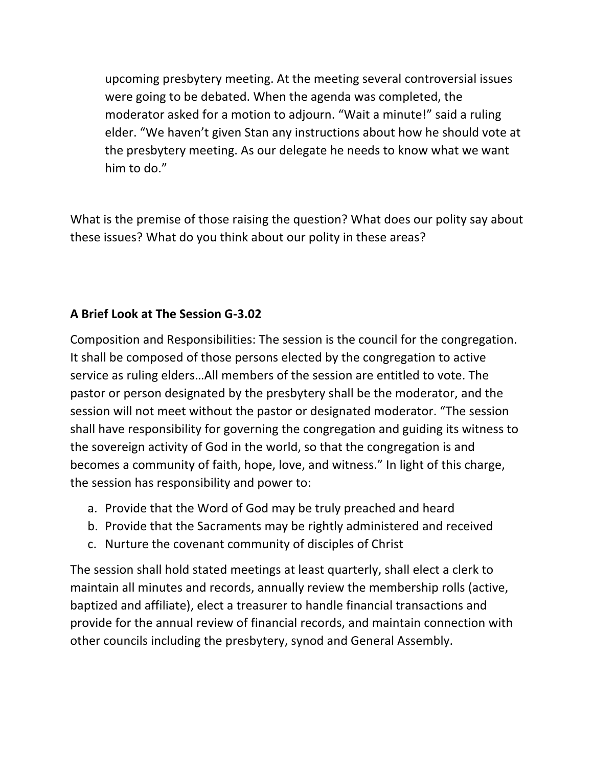> upcoming presbytery meeting. At the meeting several controversial issues were going to be debated. When the agenda was completed, the moderator asked for a motion to adjourn. "Wait a minute!" said a ruling elder. "We haven't given Stan any instructions about how he should vote at the presbytery meeting. As our delegate he needs to know what we want him to do."

What is the premise of those raising the question? What does our polity say about these issues? What do you think about our polity in these areas?

### A Brief Look at The Session G-3.02

Composition and Responsibilities: The session is the council for the congregation. It shall be composed of those persons elected by the congregation to active service as ruling elders…All members of the session are entitled to vote. The pastor or person designated by the presbytery shall be the moderator, and the session will not meet without the pastor or designated moderator. "The session shall have responsibility for governing the congregation and guiding its witness to the sovereign activity of God in the world, so that the congregation is and becomes a community of faith, hope, love, and witness." In light of this charge, the session has responsibility and power to:

a. Provide that the Word of God may be truly preached and heard
b. Provide that the Sacraments may be rightly administered and received
c. Nurture the covenant community of disciples of Christ

The session shall hold stated meetings at least quarterly, shall elect a clerk to maintain all minutes and records, annually review the membership rolls (active, baptized and affiliate), elect a treasurer to handle financial transactions and provide for the annual review of financial records, and maintain connection with other councils including the presbytery, synod and General Assembly.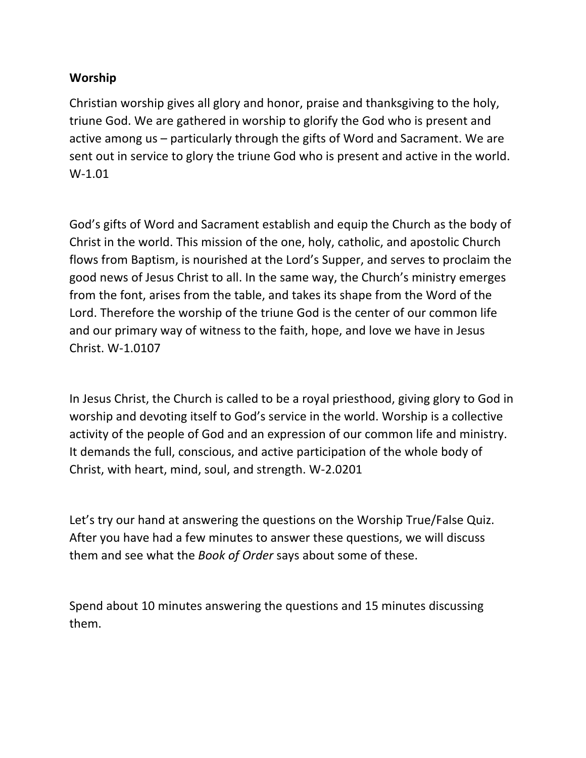**Worship**

Christian worship gives all glory and honor, praise and thanksgiving to the holy, triune God. We are gathered in worship to glorify the God who is present and active among us – particularly through the gifts of Word and Sacrament. We are sent out in service to glory the triune God who is present and active in the world. W-1.01

God's gifts of Word and Sacrament establish and equip the Church as the body of Christ in the world. This mission of the one, holy, catholic, and apostolic Church flows from Baptism, is nourished at the Lord's Supper, and serves to proclaim the good news of Jesus Christ to all. In the same way, the Church's ministry emerges from the font, arises from the table, and takes its shape from the Word of the Lord. Therefore the worship of the triune God is the center of our common life and our primary way of witness to the faith, hope, and love we have in Jesus Christ. W-1.0107

In Jesus Christ, the Church is called to be a royal priesthood, giving glory to God in worship and devoting itself to God's service in the world. Worship is a collective activity of the people of God and an expression of our common life and ministry. It demands the full, conscious, and active participation of the whole body of Christ, with heart, mind, soul, and strength. W-2.0201

Let's try our hand at answering the questions on the Worship True/False Quiz. After you have had a few minutes to answer these questions, we will discuss them and see what the *Book of Order* says about some of these.

Spend about 10 minutes answering the questions and 15 minutes discussing them.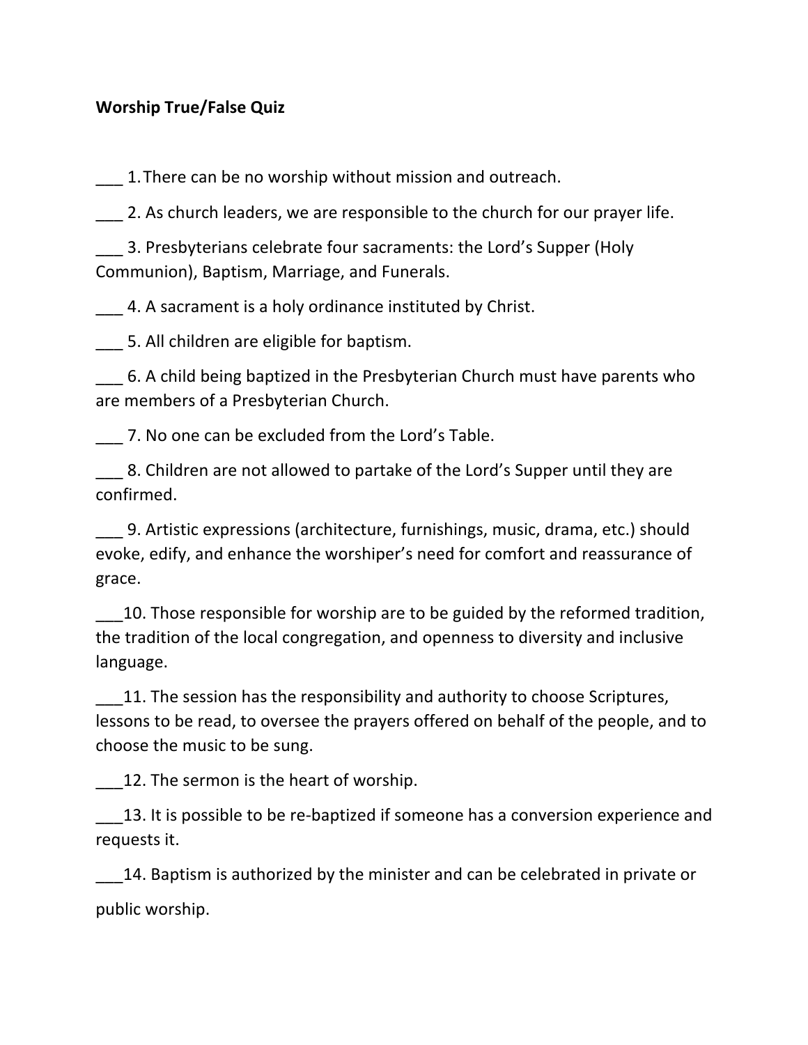**Worship True/False Quiz**

___ 1. There can be no worship without mission and outreach.

___ 2. As church leaders, we are responsible to the church for our prayer life.

___ 3. Presbyterians celebrate four sacraments: the Lord's Supper (Holy Communion), Baptism, Marriage, and Funerals.

___ 4. A sacrament is a holy ordinance instituted by Christ.

___ 5. All children are eligible for baptism.

___ 6. A child being baptized in the Presbyterian Church must have parents who are members of a Presbyterian Church.

___ 7. No one can be excluded from the Lord's Table.

___ 8. Children are not allowed to partake of the Lord's Supper until they are confirmed.

___ 9. Artistic expressions (architecture, furnishings, music, drama, etc.) should evoke, edify, and enhance the worshiper's need for comfort and reassurance of grace.

___10. Those responsible for worship are to be guided by the reformed tradition, the tradition of the local congregation, and openness to diversity and inclusive language.

___11. The session has the responsibility and authority to choose Scriptures, lessons to be read, to oversee the prayers offered on behalf of the people, and to choose the music to be sung.

___12. The sermon is the heart of worship.

___13. It is possible to be re-baptized if someone has a conversion experience and requests it.

___14. Baptism is authorized by the minister and can be celebrated in private or public worship.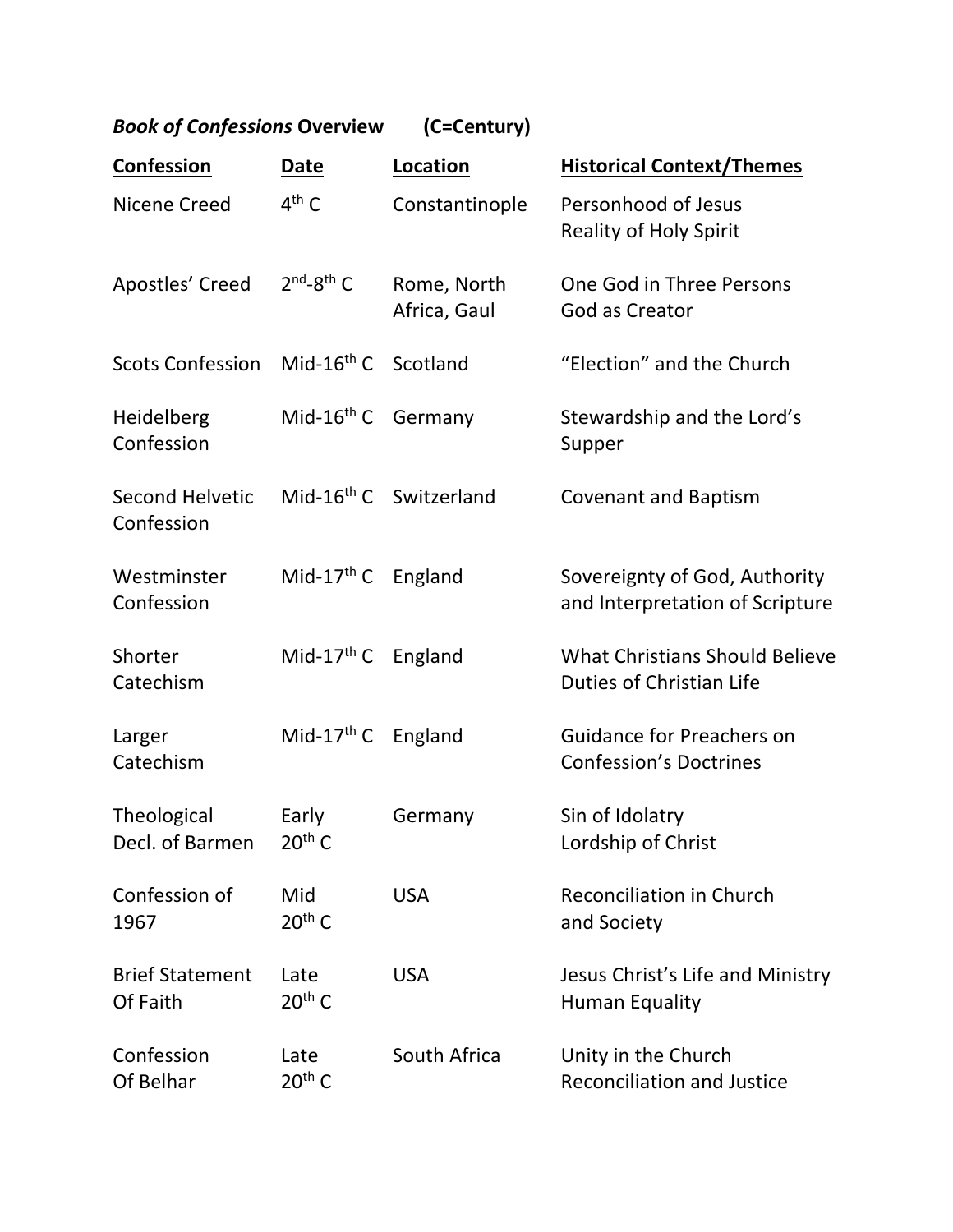***Book of Confessions* Overview (C=Century)**

| Confession | Date | Location | Historical Context/Themes |
| --- | --- | --- | --- |
| Nicene Creed | 4th C | Constantinople | Personhood of Jesus<br>Reality of Holy Spirit |
| Apostles' Creed | 2nd-8th C | Rome, North Africa, Gaul | One God in Three Persons<br>God as Creator |
| Scots Confession | Mid-16th C | Scotland | "Election" and the Church |
| Heidelberg Confession | Mid-16th C | Germany | Stewardship and the Lord's Supper |
| Second Helvetic Confession | Mid-16th C | Switzerland | Covenant and Baptism |
| Westminster Confession | Mid-17th C | England | Sovereignty of God, Authority and Interpretation of Scripture |
| Shorter Catechism | Mid-17th C | England | What Christians Should Believe<br>Duties of Christian Life |
| Larger Catechism | Mid-17th C | England | Guidance for Preachers on Confession's Doctrines |
| Theological Decl. of Barmen | Early 20th C | Germany | Sin of Idolatry<br>Lordship of Christ |
| Confession of 1967 | Mid 20th C | USA | Reconciliation in Church and Society |
| Brief Statement Of Faith | Late 20th C | USA | Jesus Christ's Life and Ministry<br>Human Equality |
| Confession Of Belhar | Late 20th C | South Africa | Unity in the Church<br>Reconciliation and Justice |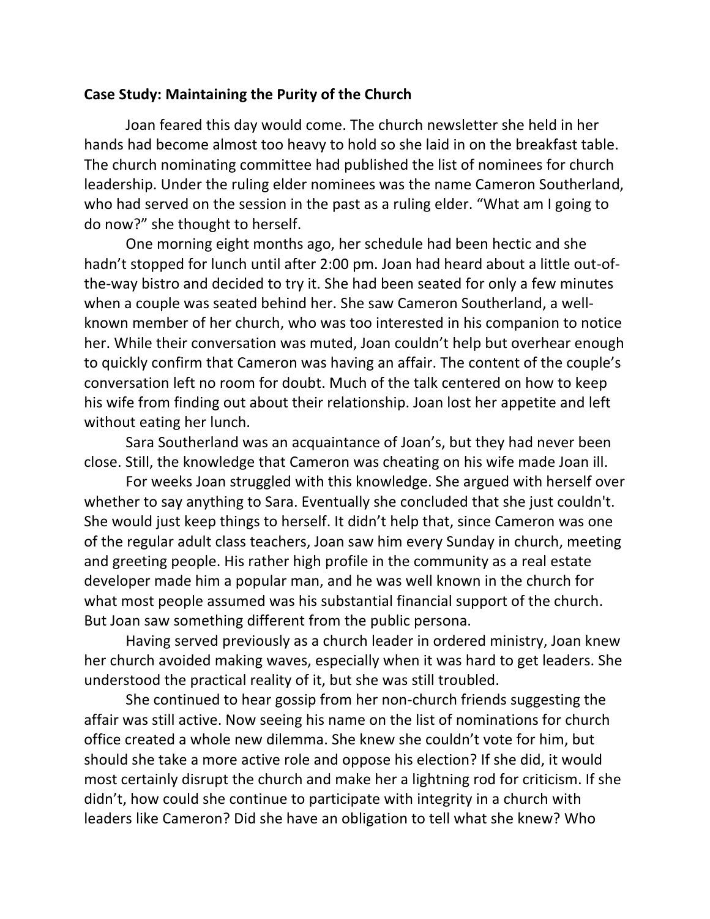**Case Study: Maintaining the Purity of the Church**

Joan feared this day would come. The church newsletter she held in her hands had become almost too heavy to hold so she laid in on the breakfast table. The church nominating committee had published the list of nominees for church leadership. Under the ruling elder nominees was the name Cameron Southerland, who had served on the session in the past as a ruling elder. "What am I going to do now?" she thought to herself.

One morning eight months ago, her schedule had been hectic and she hadn't stopped for lunch until after 2:00 pm. Joan had heard about a little out-of-the-way bistro and decided to try it. She had been seated for only a few minutes when a couple was seated behind her. She saw Cameron Southerland, a well-known member of her church, who was too interested in his companion to notice her. While their conversation was muted, Joan couldn't help but overhear enough to quickly confirm that Cameron was having an affair. The content of the couple's conversation left no room for doubt. Much of the talk centered on how to keep his wife from finding out about their relationship. Joan lost her appetite and left without eating her lunch.

Sara Southerland was an acquaintance of Joan's, but they had never been close. Still, the knowledge that Cameron was cheating on his wife made Joan ill.

For weeks Joan struggled with this knowledge. She argued with herself over whether to say anything to Sara. Eventually she concluded that she just couldn't. She would just keep things to herself. It didn't help that, since Cameron was one of the regular adult class teachers, Joan saw him every Sunday in church, meeting and greeting people. His rather high profile in the community as a real estate developer made him a popular man, and he was well known in the church for what most people assumed was his substantial financial support of the church. But Joan saw something different from the public persona.

Having served previously as a church leader in ordered ministry, Joan knew her church avoided making waves, especially when it was hard to get leaders. She understood the practical reality of it, but she was still troubled.

She continued to hear gossip from her non-church friends suggesting the affair was still active. Now seeing his name on the list of nominations for church office created a whole new dilemma. She knew she couldn't vote for him, but should she take a more active role and oppose his election? If she did, it would most certainly disrupt the church and make her a lightning rod for criticism. If she didn't, how could she continue to participate with integrity in a church with leaders like Cameron? Did she have an obligation to tell what she knew? Who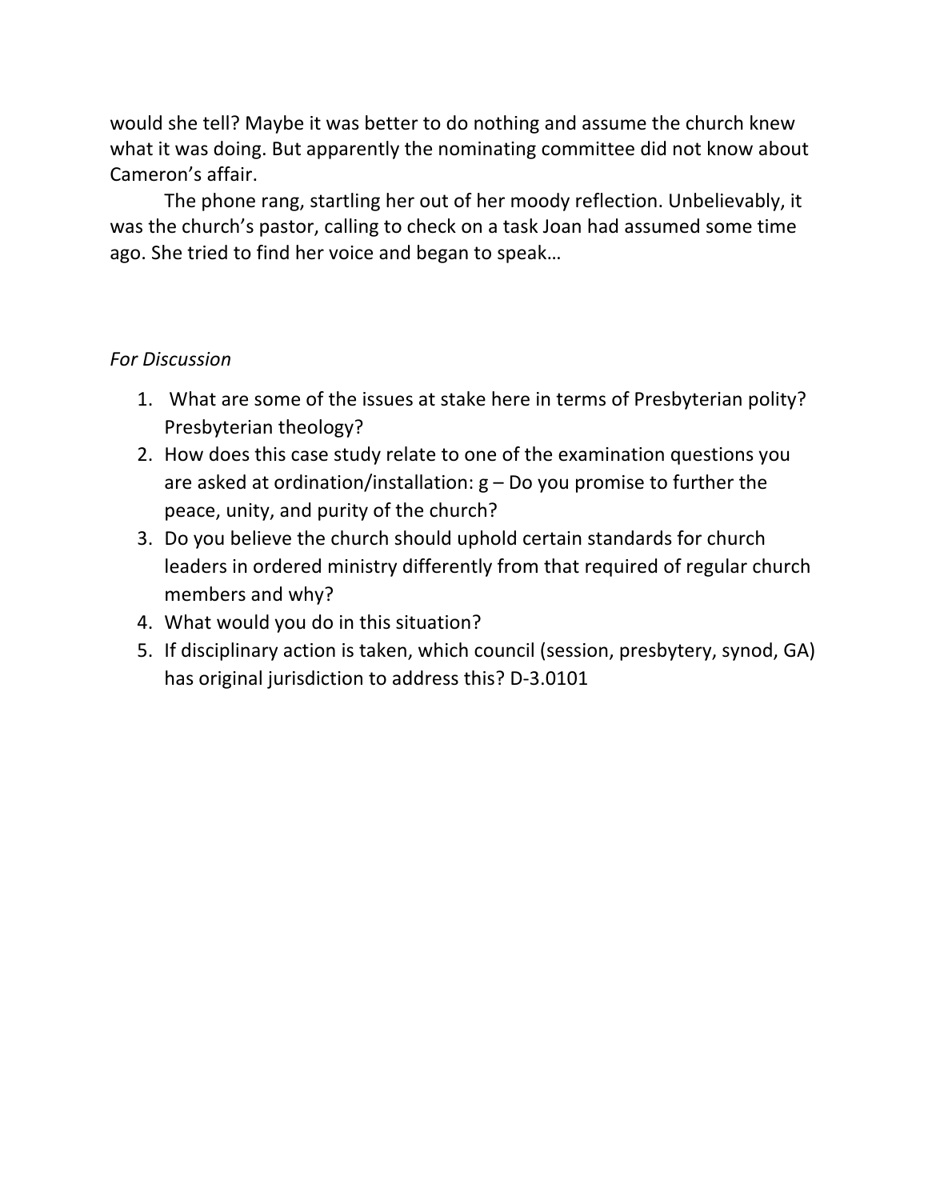would she tell? Maybe it was better to do nothing and assume the church knew what it was doing. But apparently the nominating committee did not know about Cameron's affair.

The phone rang, startling her out of her moody reflection. Unbelievably, it was the church's pastor, calling to check on a task Joan had assumed some time ago. She tried to find her voice and began to speak…

*For Discussion*

1. What are some of the issues at stake here in terms of Presbyterian polity? Presbyterian theology?
2. How does this case study relate to one of the examination questions you are asked at ordination/installation: g – Do you promise to further the peace, unity, and purity of the church?
3. Do you believe the church should uphold certain standards for church leaders in ordered ministry differently from that required of regular church members and why?
4. What would you do in this situation?
5. If disciplinary action is taken, which council (session, presbytery, synod, GA) has original jurisdiction to address this? D-3.0101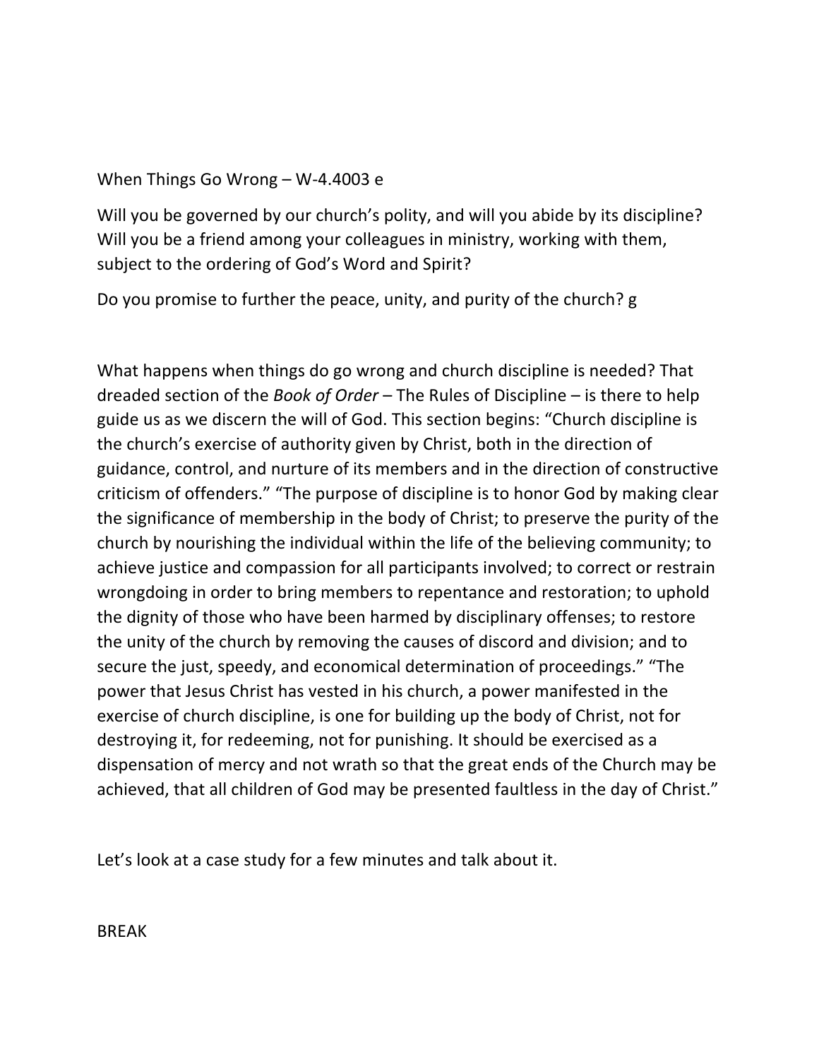When Things Go Wrong – W-4.4003 e

Will you be governed by our church's polity, and will you abide by its discipline? Will you be a friend among your colleagues in ministry, working with them, subject to the ordering of God's Word and Spirit?

Do you promise to further the peace, unity, and purity of the church? g

What happens when things do go wrong and church discipline is needed? That dreaded section of the *Book of Order* – The Rules of Discipline – is there to help guide us as we discern the will of God. This section begins: "Church discipline is the church's exercise of authority given by Christ, both in the direction of guidance, control, and nurture of its members and in the direction of constructive criticism of offenders." "The purpose of discipline is to honor God by making clear the significance of membership in the body of Christ; to preserve the purity of the church by nourishing the individual within the life of the believing community; to achieve justice and compassion for all participants involved; to correct or restrain wrongdoing in order to bring members to repentance and restoration; to uphold the dignity of those who have been harmed by disciplinary offenses; to restore the unity of the church by removing the causes of discord and division; and to secure the just, speedy, and economical determination of proceedings." "The power that Jesus Christ has vested in his church, a power manifested in the exercise of church discipline, is one for building up the body of Christ, not for destroying it, for redeeming, not for punishing. It should be exercised as a dispensation of mercy and not wrath so that the great ends of the Church may be achieved, that all children of God may be presented faultless in the day of Christ."

Let's look at a case study for a few minutes and talk about it.

BREAK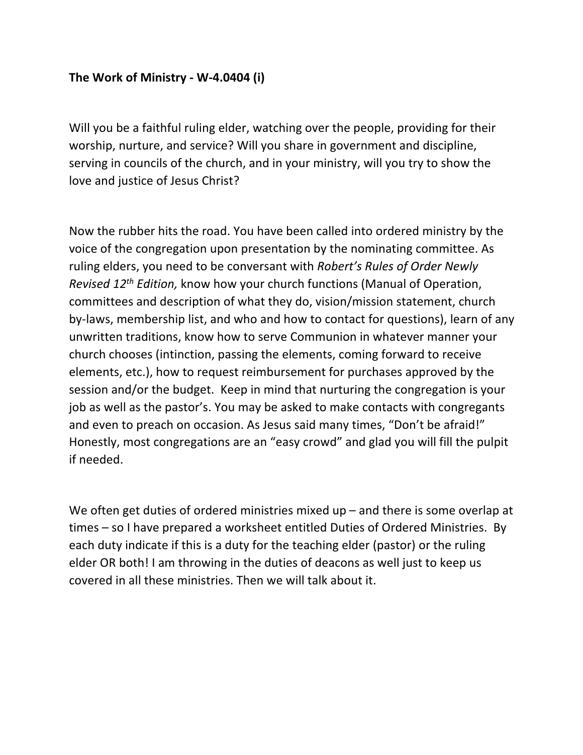**The Work of Ministry - W-4.0404 (i)**

Will you be a faithful ruling elder, watching over the people, providing for their worship, nurture, and service? Will you share in government and discipline, serving in councils of the church, and in your ministry, will you try to show the love and justice of Jesus Christ?

Now the rubber hits the road. You have been called into ordered ministry by the voice of the congregation upon presentation by the nominating committee. As ruling elders, you need to be conversant with *Robert's Rules of Order Newly Revised 12th Edition,* know how your church functions (Manual of Operation, committees and description of what they do, vision/mission statement, church by-laws, membership list, and who and how to contact for questions), learn of any unwritten traditions, know how to serve Communion in whatever manner your church chooses (intinction, passing the elements, coming forward to receive elements, etc.), how to request reimbursement for purchases approved by the session and/or the budget. Keep in mind that nurturing the congregation is your job as well as the pastor's. You may be asked to make contacts with congregants and even to preach on occasion. As Jesus said many times, "Don't be afraid!" Honestly, most congregations are an "easy crowd" and glad you will fill the pulpit if needed.

We often get duties of ordered ministries mixed up – and there is some overlap at times – so I have prepared a worksheet entitled Duties of Ordered Ministries. By each duty indicate if this is a duty for the teaching elder (pastor) or the ruling elder OR both! I am throwing in the duties of deacons as well just to keep us covered in all these ministries. Then we will talk about it.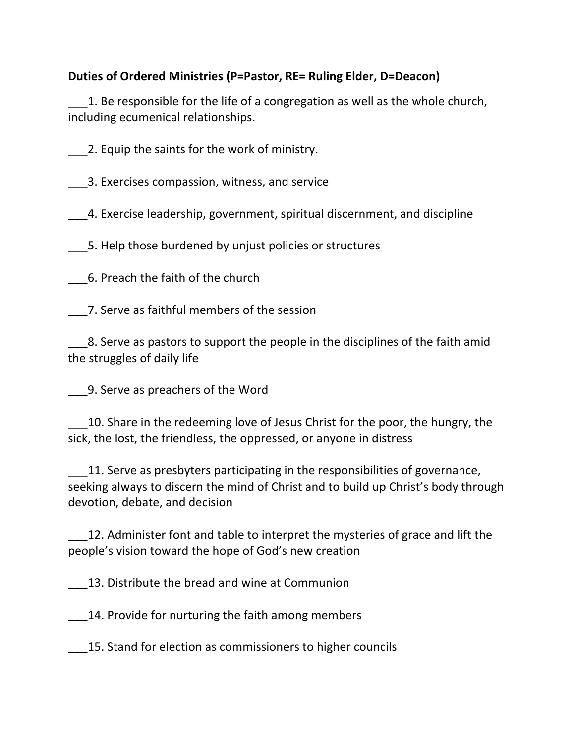**Duties of Ordered Ministries (P=Pastor, RE= Ruling Elder, D=Deacon)**

___1. Be responsible for the life of a congregation as well as the whole church, including ecumenical relationships.

___2. Equip the saints for the work of ministry.

___3. Exercises compassion, witness, and service

___4. Exercise leadership, government, spiritual discernment, and discipline

___5. Help those burdened by unjust policies or structures

___6. Preach the faith of the church

___7. Serve as faithful members of the session

___8. Serve as pastors to support the people in the disciplines of the faith amid the struggles of daily life

___9. Serve as preachers of the Word

___10. Share in the redeeming love of Jesus Christ for the poor, the hungry, the sick, the lost, the friendless, the oppressed, or anyone in distress

___11. Serve as presbyters participating in the responsibilities of governance, seeking always to discern the mind of Christ and to build up Christ's body through devotion, debate, and decision

___12. Administer font and table to interpret the mysteries of grace and lift the people's vision toward the hope of God's new creation

___13. Distribute the bread and wine at Communion

___14. Provide for nurturing the faith among members

___15. Stand for election as commissioners to higher councils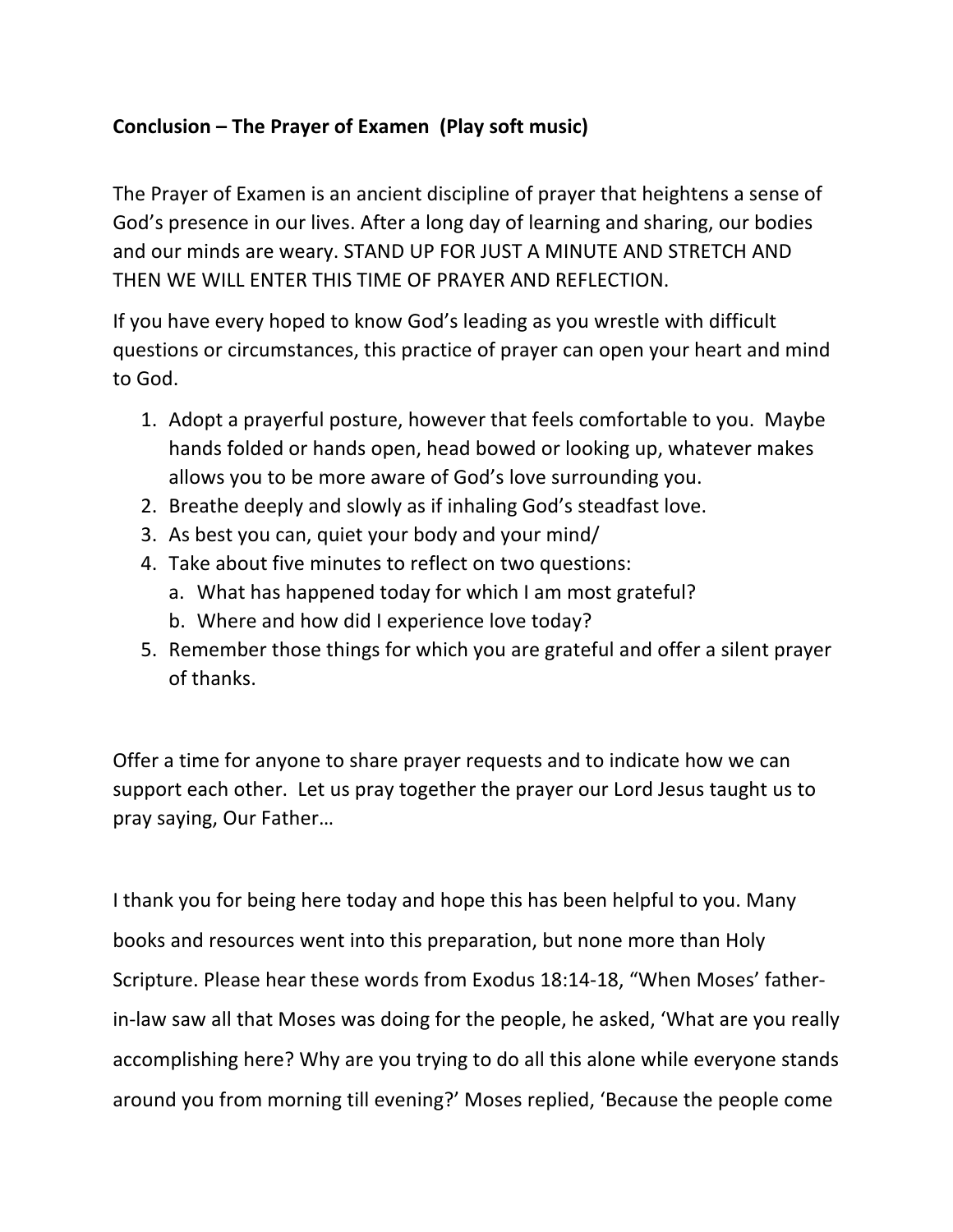**Conclusion – The Prayer of Examen (Play soft music)**

The Prayer of Examen is an ancient discipline of prayer that heightens a sense of God's presence in our lives. After a long day of learning and sharing, our bodies and our minds are weary. STAND UP FOR JUST A MINUTE AND STRETCH AND THEN WE WILL ENTER THIS TIME OF PRAYER AND REFLECTION.

If you have every hoped to know God's leading as you wrestle with difficult questions or circumstances, this practice of prayer can open your heart and mind to God.

1. Adopt a prayerful posture, however that feels comfortable to you. Maybe hands folded or hands open, head bowed or looking up, whatever makes allows you to be more aware of God's love surrounding you.
2. Breathe deeply and slowly as if inhaling God's steadfast love.
3. As best you can, quiet your body and your mind/
4. Take about five minutes to reflect on two questions:
   a. What has happened today for which I am most grateful?
   b. Where and how did I experience love today?
5. Remember those things for which you are grateful and offer a silent prayer of thanks.

Offer a time for anyone to share prayer requests and to indicate how we can support each other. Let us pray together the prayer our Lord Jesus taught us to pray saying, Our Father…

I thank you for being here today and hope this has been helpful to you. Many books and resources went into this preparation, but none more than Holy Scripture. Please hear these words from Exodus 18:14-18, "When Moses' father-in-law saw all that Moses was doing for the people, he asked, 'What are you really accomplishing here? Why are you trying to do all this alone while everyone stands around you from morning till evening?' Moses replied, 'Because the people come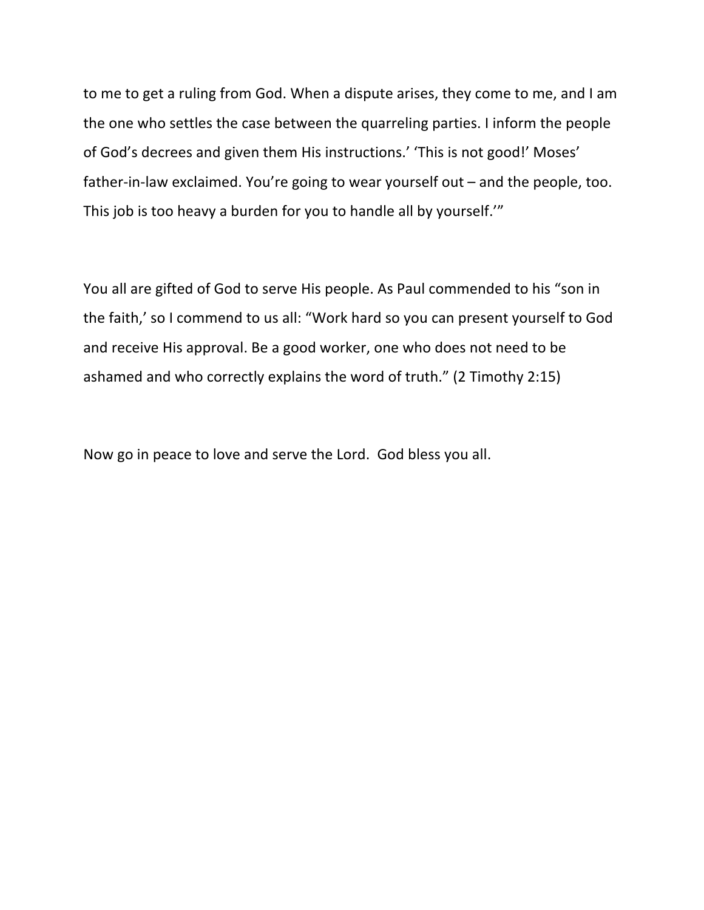to me to get a ruling from God. When a dispute arises, they come to me, and I am the one who settles the case between the quarreling parties. I inform the people of God's decrees and given them His instructions.' 'This is not good!' Moses' father-in-law exclaimed. You're going to wear yourself out – and the people, too. This job is too heavy a burden for you to handle all by yourself.'"

You all are gifted of God to serve His people. As Paul commended to his "son in the faith,' so I commend to us all: "Work hard so you can present yourself to God and receive His approval. Be a good worker, one who does not need to be ashamed and who correctly explains the word of truth." (2 Timothy 2:15)

Now go in peace to love and serve the Lord. God bless you all.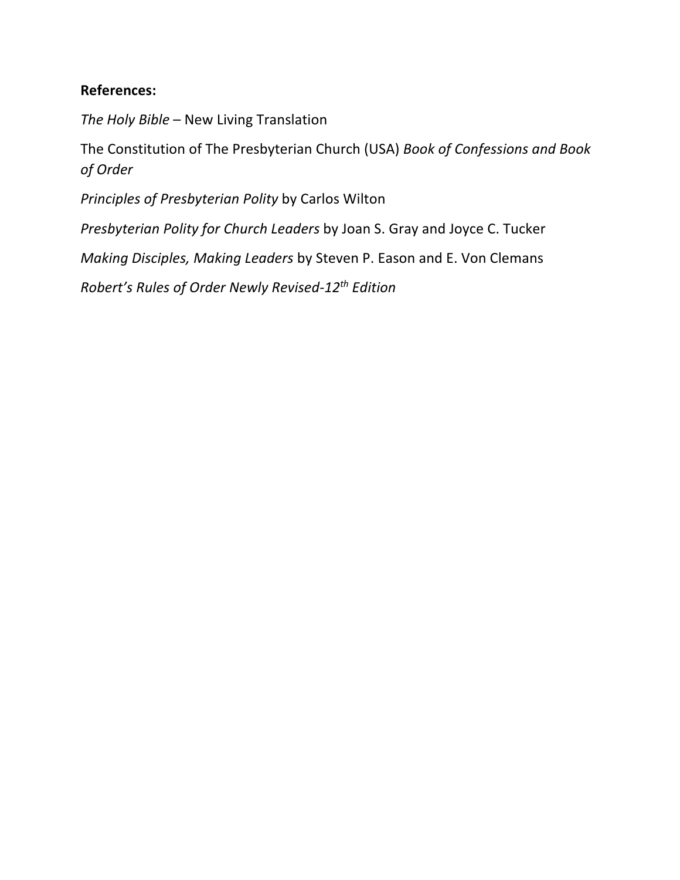**References:**

*The Holy Bible* – New Living Translation

The Constitution of The Presbyterian Church (USA) *Book of Confessions and Book of Order*

*Principles of Presbyterian Polity* by Carlos Wilton

*Presbyterian Polity for Church Leaders* by Joan S. Gray and Joyce C. Tucker

*Making Disciples, Making Leaders* by Steven P. Eason and E. Von Clemans

*Robert's Rules of Order Newly Revised-12th Edition*